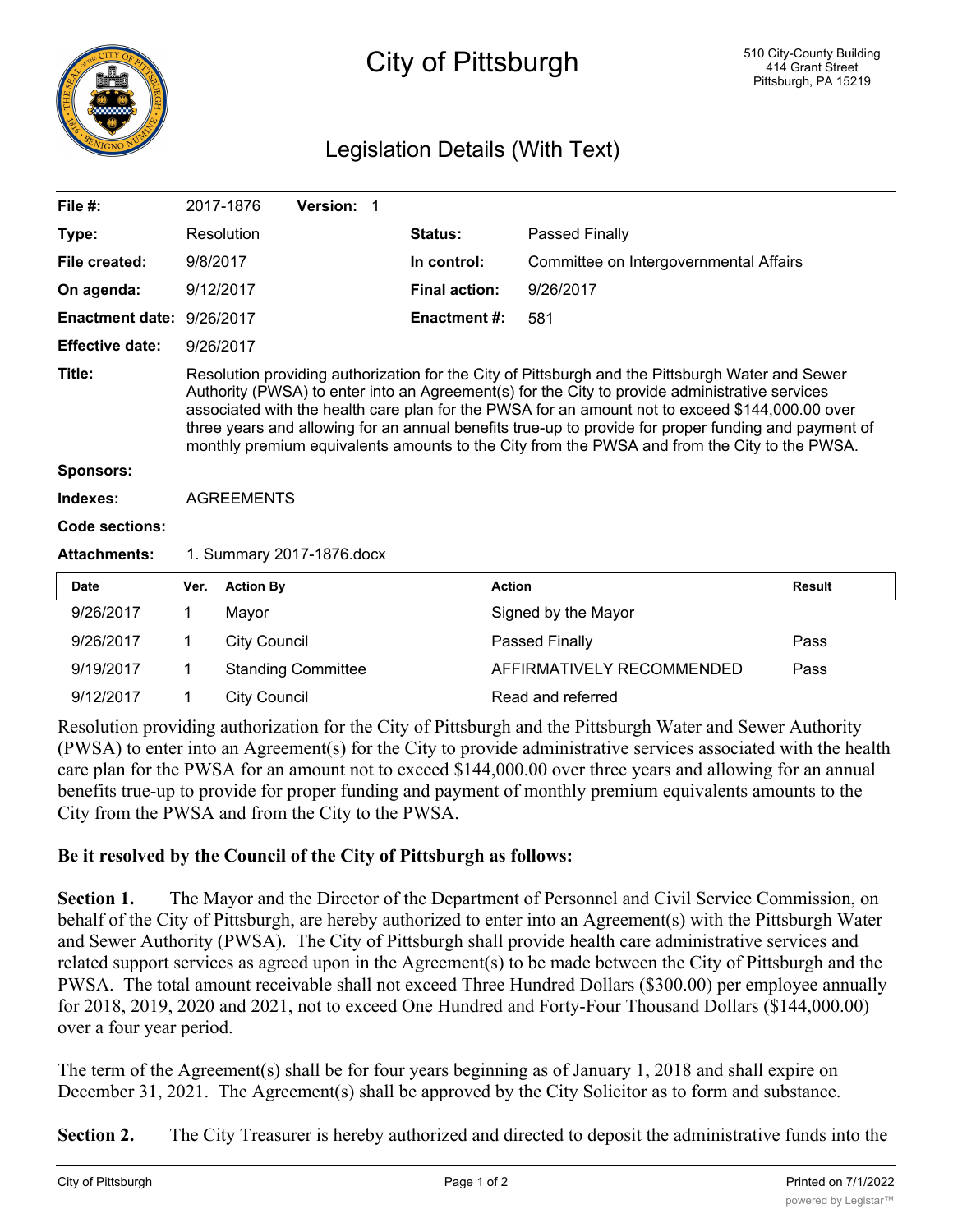# City of Pittsburgh

510 City-County Building
414 Grant Street
Pittsburgh, PA 15219

## Legislation Details (With Text)

| | | | |
|---|---|---|---|
| **File #:** | 2017-1876 **Version:** 1 | | |
| **Type:** | Resolution | **Status:** | Passed Finally |
| **File created:** | 9/8/2017 | **In control:** | Committee on Intergovernmental Affairs |
| **On agenda:** | 9/12/2017 | **Final action:** | 9/26/2017 |
| **Enactment date:** | 9/26/2017 | **Enactment #:** | 581 |
| **Effective date:** | 9/26/2017 | | |

**Title:** Resolution providing authorization for the City of Pittsburgh and the Pittsburgh Water and Sewer Authority (PWSA) to enter into an Agreement(s) for the City to provide administrative services associated with the health care plan for the PWSA for an amount not to exceed $144,000.00 over three years and allowing for an annual benefits true-up to provide for proper funding and payment of monthly premium equivalents amounts to the City from the PWSA and from the City to the PWSA.

**Sponsors:**

**Indexes:** AGREEMENTS

**Code sections:**

**Attachments:** 1. Summary 2017-1876.docx

| Date | Ver. | Action By | Action | Result |
|---|---|---|---|---|
| 9/26/2017 | 1 | Mayor | Signed by the Mayor | |
| 9/26/2017 | 1 | City Council | Passed Finally | Pass |
| 9/19/2017 | 1 | Standing Committee | AFFIRMATIVELY RECOMMENDED | Pass |
| 9/12/2017 | 1 | City Council | Read and referred | |

Resolution providing authorization for the City of Pittsburgh and the Pittsburgh Water and Sewer Authority (PWSA) to enter into an Agreement(s) for the City to provide administrative services associated with the health care plan for the PWSA for an amount not to exceed $144,000.00 over three years and allowing for an annual benefits true-up to provide for proper funding and payment of monthly premium equivalents amounts to the City from the PWSA and from the City to the PWSA.

**Be it resolved by the Council of the City of Pittsburgh as follows:**

**Section 1.** The Mayor and the Director of the Department of Personnel and Civil Service Commission, on behalf of the City of Pittsburgh, are hereby authorized to enter into an Agreement(s) with the Pittsburgh Water and Sewer Authority (PWSA). The City of Pittsburgh shall provide health care administrative services and related support services as agreed upon in the Agreement(s) to be made between the City of Pittsburgh and the PWSA. The total amount receivable shall not exceed Three Hundred Dollars ($300.00) per employee annually for 2018, 2019, 2020 and 2021, not to exceed One Hundred and Forty-Four Thousand Dollars ($144,000.00) over a four year period.

The term of the Agreement(s) shall be for four years beginning as of January 1, 2018 and shall expire on December 31, 2021. The Agreement(s) shall be approved by the City Solicitor as to form and substance.

**Section 2.** The City Treasurer is hereby authorized and directed to deposit the administrative funds into the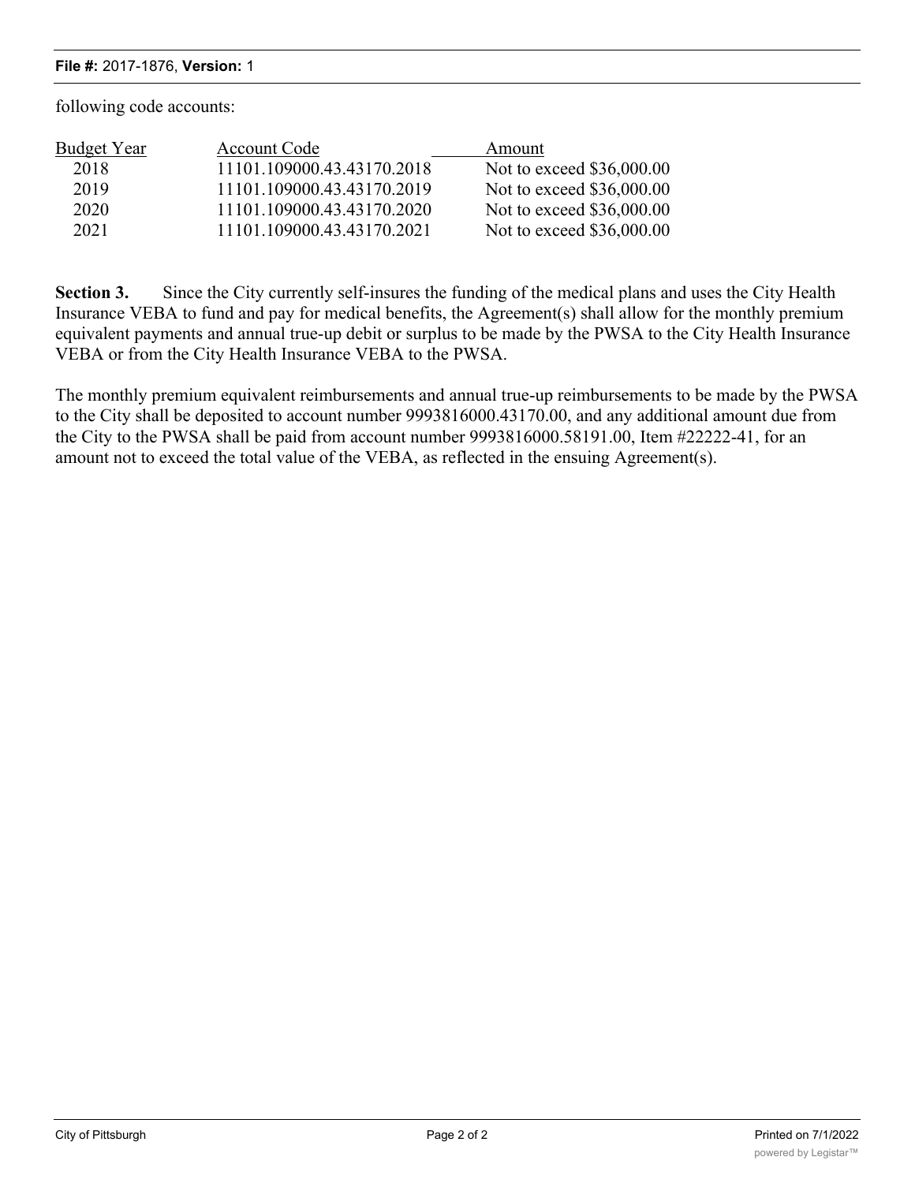following code accounts:

| Budget Year | Account Code | Amount |
|---|---|---|
| 2018 | 11101.109000.43.43170.2018 | Not to exceed $36,000.00 |
| 2019 | 11101.109000.43.43170.2019 | Not to exceed $36,000.00 |
| 2020 | 11101.109000.43.43170.2020 | Not to exceed $36,000.00 |
| 2021 | 11101.109000.43.43170.2021 | Not to exceed $36,000.00 |

**Section 3.** Since the City currently self-insures the funding of the medical plans and uses the City Health Insurance VEBA to fund and pay for medical benefits, the Agreement(s) shall allow for the monthly premium equivalent payments and annual true-up debit or surplus to be made by the PWSA to the City Health Insurance VEBA or from the City Health Insurance VEBA to the PWSA.

The monthly premium equivalent reimbursements and annual true-up reimbursements to be made by the PWSA to the City shall be deposited to account number 9993816000.43170.00, and any additional amount due from the City to the PWSA shall be paid from account number 9993816000.58191.00, Item #22222-41, for an amount not to exceed the total value of the VEBA, as reflected in the ensuing Agreement(s).